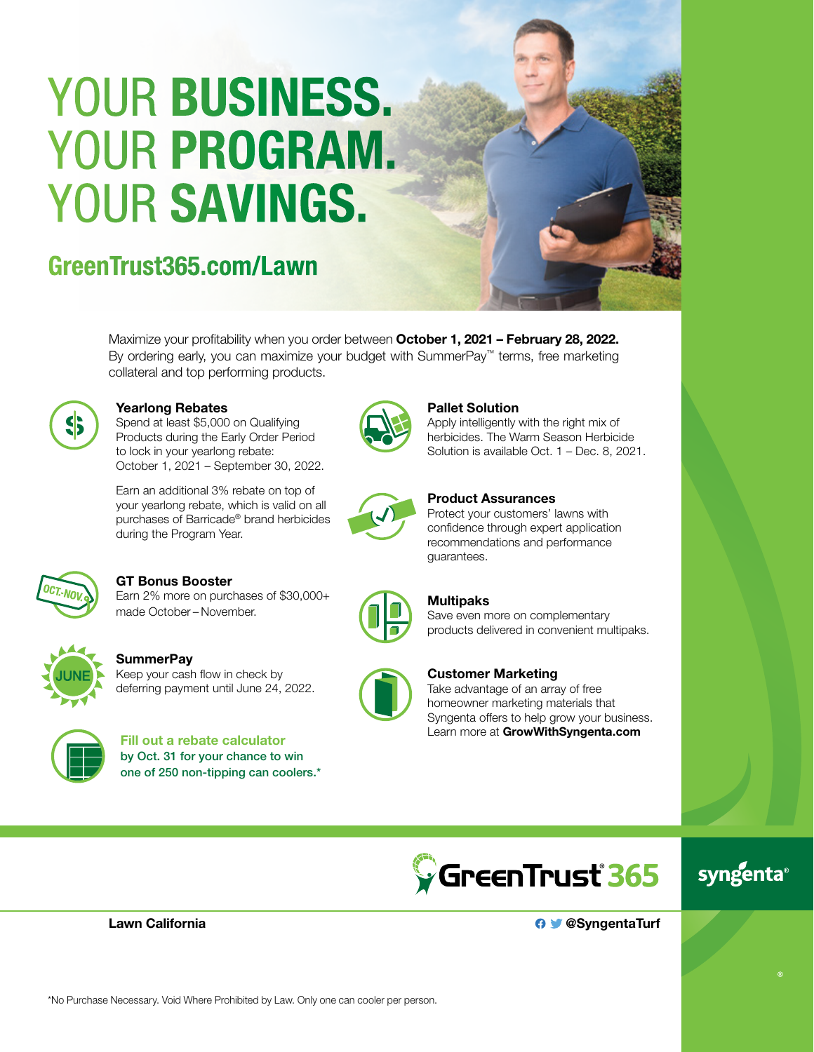# YOUR **BUSINESS.** YOUR **PROGRAM.** YOUR **SAVINGS.**

## GreenTrust365.com/Lawn

Maximize your profitability when you order between **October 1, 2021 – February 28, 2022.** By ordering early, you can maximize your budget with SummerPay™ terms, free marketing collateral and top performing products.

### Yearlong Rebates

Spend at least $5,000 on Qualifying Products during the Early Order Period to lock in your yearlong rebate: October 1, 2021 – September 30, 2022.

Earn an additional 3% rebate on top of your yearlong rebate, which is valid on all purchases of Barricade® brand herbicides during the Program Year.

### GT Bonus Booster

Earn 2% more on purchases of $30,000+ made October – November.

### SummerPay

Keep your cash flow in check by deferring payment until June 24, 2022.

**Fill out a rebate calculator by Oct. 31 for your chance to win one of 250 non-tipping can coolers.***

### Pallet Solution

Apply intelligently with the right mix of herbicides. The Warm Season Herbicide Solution is available Oct. 1 – Dec. 8, 2021.

### Product Assurances

Protect your customers' lawns with confidence through expert application recommendations and performance guarantees.

### Multipaks

Save even more on complementary products delivered in convenient multipaks.

### Customer Marketing

Take advantage of an array of free homeowner marketing materials that Syngenta offers to help grow your business. Learn more at **GrowWithSyngenta.com**

GreenTrust® 365

syngenta®

**Lawn California**

**@SyngentaTurf**

*No Purchase Necessary. Void Where Prohibited by Law. Only one can cooler per person.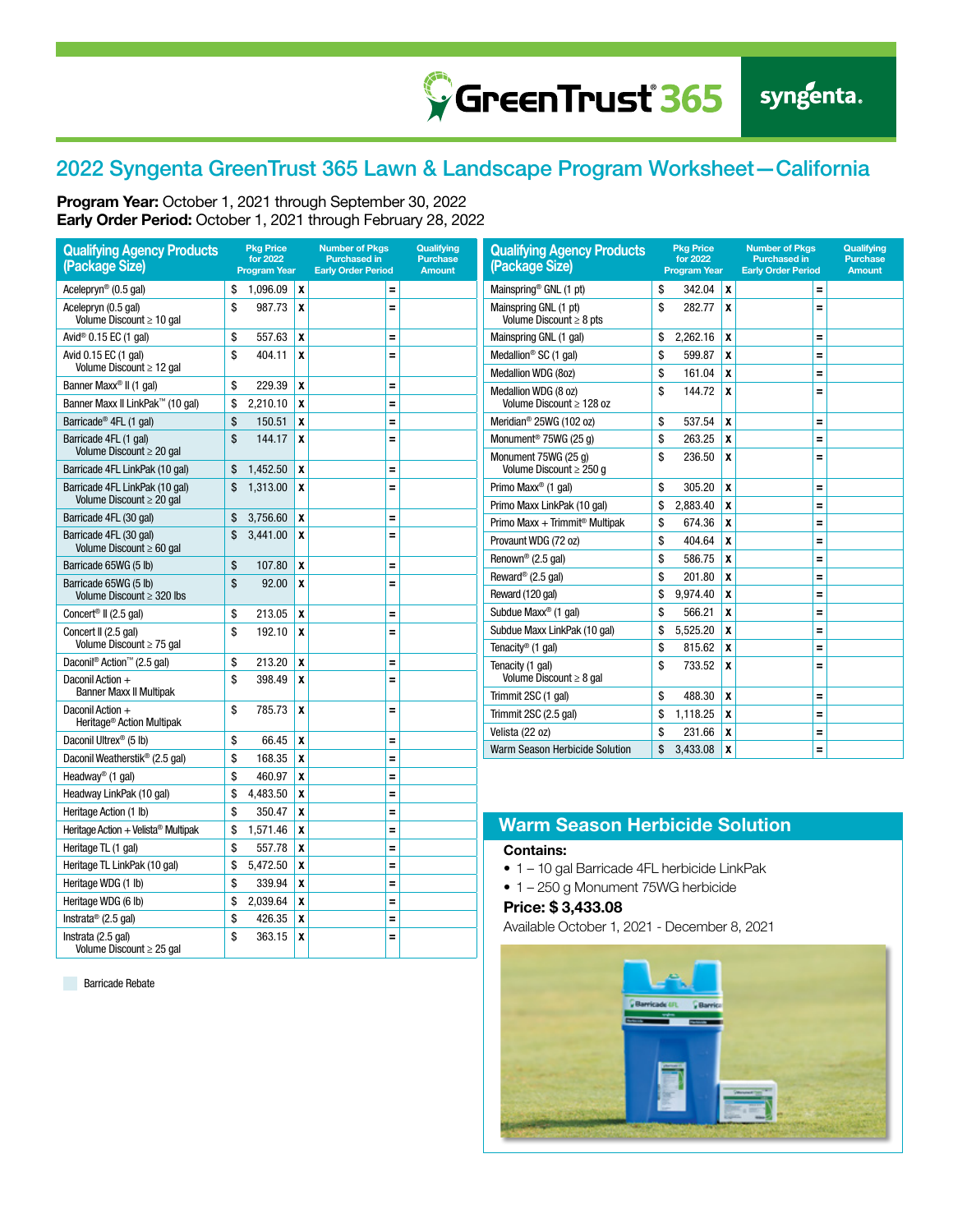# 2022 Syngenta GreenTrust 365 Lawn & Landscape Program Worksheet—California

**Program Year:** October 1, 2021 through September 30, 2022
**Early Order Period:** October 1, 2021 through February 28, 2022

| Qualifying Agency Products (Package Size) | Pkg Price for 2022 Program Year | | Number of Pkgs Purchased in Early Order Period | | Qualifying Purchase Amount |
|---|---|---|---|---|---|
| Acelepryn® (0.5 gal) | $ 1,096.09 | x | | = | |
| Acelepryn (0.5 gal) Volume Discount ≥ 10 gal | $ 987.73 | x | | = | |
| Avid® 0.15 EC (1 gal) | $ 557.63 | x | | = | |
| Avid 0.15 EC (1 gal) Volume Discount ≥ 12 gal | $ 404.11 | x | | = | |
| Banner Maxx® II (1 gal) | $ 229.39 | x | | = | |
| Banner Maxx II LinkPak™ (10 gal) | $ 2,210.10 | x | | = | |
| Barricade® 4FL (1 gal) | $ 150.51 | x | | = | |
| Barricade 4FL (1 gal) Volume Discount ≥ 20 gal | $ 144.17 | x | | = | |
| Barricade 4FL LinkPak (10 gal) | $ 1,452.50 | x | | = | |
| Barricade 4FL LinkPak (10 gal) Volume Discount ≥ 20 gal | $ 1,313.00 | x | | = | |
| Barricade 4FL (30 gal) | $ 3,756.60 | x | | = | |
| Barricade 4FL (30 gal) Volume Discount ≥ 60 gal | $ 3,441.00 | x | | = | |
| Barricade 65WG (5 lb) | $ 107.80 | x | | = | |
| Barricade 65WG (5 lb) Volume Discount ≥ 320 lbs | $ 92.00 | x | | = | |
| Concert® II (2.5 gal) | $ 213.05 | x | | = | |
| Concert II (2.5 gal) Volume Discount ≥ 75 gal | $ 192.10 | x | | = | |
| Daconil® Action™ (2.5 gal) | $ 213.20 | x | | = | |
| Daconil Action + Banner Maxx II Multipak | $ 398.49 | x | | = | |
| Daconil Action + Heritage® Action Multipak | $ 785.73 | x | | = | |
| Daconil Ultrex® (5 lb) | $ 66.45 | x | | = | |
| Daconil Weatherstik® (2.5 gal) | $ 168.35 | x | | = | |
| Headway® (1 gal) | $ 460.97 | x | | = | |
| Headway LinkPak (10 gal) | $ 4,483.50 | x | | = | |
| Heritage Action (1 lb) | $ 350.47 | x | | = | |
| Heritage Action + Velista® Multipak | $ 1,571.46 | x | | = | |
| Heritage TL (1 gal) | $ 557.78 | x | | = | |
| Heritage TL LinkPak (10 gal) | $ 5,472.50 | x | | = | |
| Heritage WDG (1 lb) | $ 339.94 | x | | = | |
| Heritage WDG (6 lb) | $ 2,039.64 | x | | = | |
| Instrata® (2.5 gal) | $ 426.35 | x | | = | |
| Instrata (2.5 gal) Volume Discount ≥ 25 gal | $ 363.15 | x | | = | |
| Mainspring® GNL (1 pt) | $ 342.04 | x | | = | |
| Mainspring GNL (1 pt) Volume Discount ≥ 8 pts | $ 282.77 | x | | = | |
| Mainspring GNL (1 gal) | $ 2,262.16 | x | | = | |
| Medallion® SC (1 gal) | $ 599.87 | x | | = | |
| Medallion WDG (8oz) | $ 161.04 | x | | = | |
| Medallion WDG (8 oz) Volume Discount ≥ 128 oz | $ 144.72 | x | | = | |
| Meridian® 25WG (102 oz) | $ 537.54 | x | | = | |
| Monument® 75WG (25 g) | $ 263.25 | x | | = | |
| Monument 75WG (25 g) Volume Discount ≥ 250 g | $ 236.50 | x | | = | |
| Primo Maxx® (1 gal) | $ 305.20 | x | | = | |
| Primo Maxx LinkPak (10 gal) | $ 2,883.40 | x | | = | |
| Primo Maxx + Trimmit® Multipak | $ 674.36 | x | | = | |
| Provaunt WDG (72 oz) | $ 404.64 | x | | = | |
| Renown® (2.5 gal) | $ 586.75 | x | | = | |
| Reward® (2.5 gal) | $ 201.80 | x | | = | |
| Reward (120 gal) | $ 9,974.40 | x | | = | |
| Subdue Maxx® (1 gal) | $ 566.21 | x | | = | |
| Subdue Maxx LinkPak (10 gal) | $ 5,525.20 | x | | = | |
| Tenacity® (1 gal) | $ 815.62 | x | | = | |
| Tenacity (1 gal) Volume Discount ≥ 8 gal | $ 733.52 | x | | = | |
| Trimmit 2SC (1 gal) | $ 488.30 | x | | = | |
| Trimmit 2SC (2.5 gal) | $ 1,118.25 | x | | = | |
| Velista (22 oz) | $ 231.66 | x | | = | |
| Warm Season Herbicide Solution | $ 3,433.08 | x | | = | |

Barricade Rebate

## Warm Season Herbicide Solution

**Contains:**

- 1 – 10 gal Barricade 4FL herbicide LinkPak
- 1 – 250 g Monument 75WG herbicide

**Price: $ 3,433.08**

Available October 1, 2021 - December 8, 2021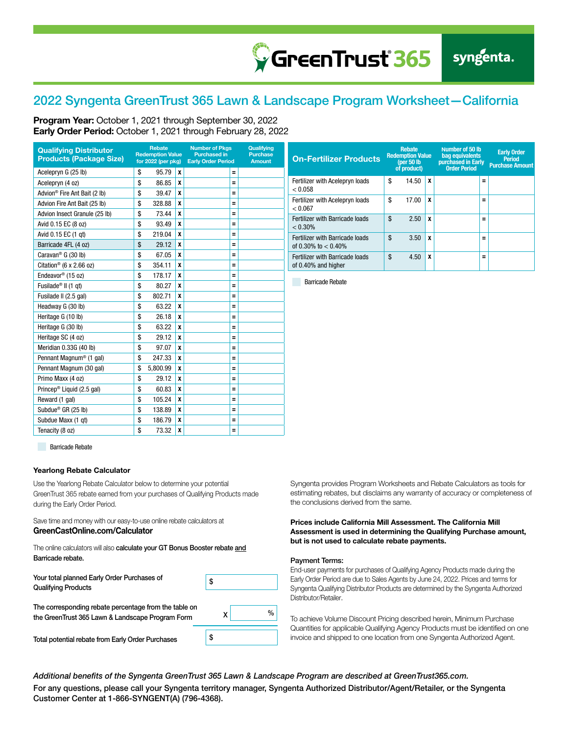# 2022 Syngenta GreenTrust 365 Lawn & Landscape Program Worksheet—California

**Program Year:** October 1, 2021 through September 30, 2022
**Early Order Period:** October 1, 2021 through February 28, 2022

| Qualifying Distributor Products (Package Size) | Rebate Redemption Value for 2022 (per pkg) | | Number of Pkgs Purchased in Early Order Period | | Qualifying Purchase Amount |
|---|---|---|---|---|---|
| Acelepryn G (25 lb) | $ 95.79 | x | | = | |
| Acelepryn (4 oz) | $ 86.85 | x | | = | |
| Advion® Fire Ant Bait (2 lb) | $ 39.47 | x | | = | |
| Advion Fire Ant Bait (25 lb) | $ 328.88 | x | | = | |
| Advion Insect Granule (25 lb) | $ 73.44 | x | | = | |
| Avid 0.15 EC (8 oz) | $ 93.49 | x | | = | |
| Avid 0.15 EC (1 qt) | $ 219.04 | x | | = | |
| Barricade 4FL (4 oz) | $ 29.12 | x | | = | |
| Caravan® G (30 lb) | $ 67.05 | x | | = | |
| Citation® (6 x 2.66 oz) | $ 354.11 | x | | = | |
| Endeavor® (15 oz) | $ 178.17 | x | | = | |
| Fusilade® II (1 qt) | $ 80.27 | x | | = | |
| Fusilade II (2.5 gal) | $ 802.71 | x | | = | |
| Headway G (30 lb) | $ 63.22 | x | | = | |
| Heritage G (10 lb) | $ 26.18 | x | | = | |
| Heritage G (30 lb) | $ 63.22 | x | | = | |
| Heritage SC (4 oz) | $ 29.12 | x | | = | |
| Meridian 0.33G (40 lb) | $ 97.07 | x | | = | |
| Pennant Magnum® (1 gal) | $ 247.33 | x | | = | |
| Pennant Magnum (30 gal) | $ 5,800.99 | x | | = | |
| Primo Maxx (4 oz) | $ 29.12 | x | | = | |
| Princep® Liquid (2.5 gal) | $ 60.83 | x | | = | |
| Reward (1 gal) | $ 105.24 | x | | = | |
| Subdue® GR (25 lb) | $ 138.89 | x | | = | |
| Subdue Maxx (1 qt) | $ 186.79 | x | | = | |
| Tenacity (8 oz) | $ 73.32 | x | | = | |

Barricade Rebate

| On-Fertilizer Products | Rebate Redemption Value (per 50 lb of product) | | Number of 50 lb bag equivalents purchased in Early Order Period | | Early Order Period Purchase Amount |
|---|---|---|---|---|---|
| Fertilizer with Acelepryn loads < 0.058 | $ 14.50 | x | | = | |
| Fertilizer with Acelepryn loads < 0.067 | $ 17.00 | x | | = | |
| Fertilizer with Barricade loads < 0.30% | $ 2.50 | x | | = | |
| Fertilizer with Barricade loads of 0.30% to < 0.40% | $ 3.50 | x | | = | |
| Fertilizer with Barricade loads of 0.40% and higher | $ 4.50 | x | | = | |

Barricade Rebate

### Yearlong Rebate Calculator

Use the Yearlong Rebate Calculator below to determine your potential GreenTrust 365 rebate earned from your purchases of Qualifying Products made during the Early Order Period.

Save time and money with our easy-to-use online rebate calculators at
**GreenCastOnline.com/Calculator**

The online calculators will also **calculate your GT Bonus Booster rebate and Barricade rebate.**

| | | |
|---|---|---|
| Your total planned Early Order Purchases of Qualifying Products | | $ |
| The corresponding rebate percentage from the table on the GreenTrust 365 Lawn & Landscape Program Form | x | % |
| Total potential rebate from Early Order Purchases | | $ |

Syngenta provides Program Worksheets and Rebate Calculators as tools for estimating rebates, but disclaims any warranty of accuracy or completeness of the conclusions derived from the same.

**Prices include California Mill Assessment. The California Mill Assessment is used in determining the Qualifying Purchase amount, but is not used to calculate rebate payments.**

**Payment Terms:**
End-user payments for purchases of Qualifying Agency Products made during the Early Order Period are due to Sales Agents by June 24, 2022. Prices and terms for Syngenta Qualifying Distributor Products are determined by the Syngenta Authorized Distributor/Retailer.

To achieve Volume Discount Pricing described herein, Minimum Purchase Quantities for applicable Qualifying Agency Products must be identified on one invoice and shipped to one location from one Syngenta Authorized Agent.

*Additional benefits of the Syngenta GreenTrust 365 Lawn & Landscape Program are described at GreenTrust365.com.*

For any questions, please call your Syngenta territory manager, Syngenta Authorized Distributor/Agent/Retailer, or the Syngenta Customer Center at 1-866-SYNGENT(A) (796-4368).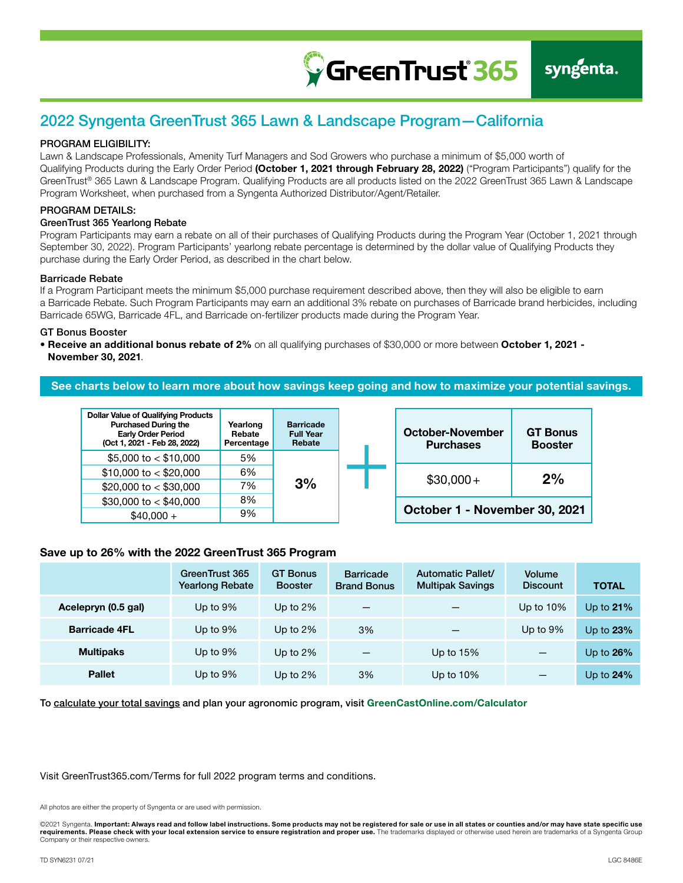# 2022 Syngenta GreenTrust 365 Lawn & Landscape Program—California

**PROGRAM ELIGIBILITY:**

Lawn & Landscape Professionals, Amenity Turf Managers and Sod Growers who purchase a minimum of $5,000 worth of Qualifying Products during the Early Order Period **(October 1, 2021 through February 28, 2022)** ("Program Participants") qualify for the GreenTrust® 365 Lawn & Landscape Program. Qualifying Products are all products listed on the 2022 GreenTrust 365 Lawn & Landscape Program Worksheet, when purchased from a Syngenta Authorized Distributor/Agent/Retailer.

**PROGRAM DETAILS:**

**GreenTrust 365 Yearlong Rebate**

Program Participants may earn a rebate on all of their purchases of Qualifying Products during the Program Year (October 1, 2021 through September 30, 2022). Program Participants' yearlong rebate percentage is determined by the dollar value of Qualifying Products they purchase during the Early Order Period, as described in the chart below.

**Barricade Rebate**

If a Program Participant meets the minimum $5,000 purchase requirement described above, then they will also be eligible to earn a Barricade Rebate. Such Program Participants may earn an additional 3% rebate on purchases of Barricade brand herbicides, including Barricade 65WG, Barricade 4FL, and Barricade on-fertilizer products made during the Program Year.

**GT Bonus Booster**

- **Receive an additional bonus rebate of 2%** on all qualifying purchases of $30,000 or more between **October 1, 2021 - November 30, 2021**.

**See charts below to learn more about how savings keep going and how to maximize your potential savings.**

| Dollar Value of Qualifying Products Purchased During the Early Order Period (Oct 1, 2021 - Feb 28, 2022) | Yearlong Rebate Percentage | Barricade Full Year Rebate |
|---|---|---|
| $5,000 to < $10,000 | 5% | 3% |
| $10,000 to < $20,000 | 6% | |
| $20,000 to < $30,000 | 7% | |
| $30,000 to < $40,000 | 8% | |
| $40,000 + | 9% | |

+

| October-November Purchases | GT Bonus Booster |
|---|---|
| $30,000+ | 2% |
| October 1 - November 30, 2021 | |

### Save up to 26% with the 2022 GreenTrust 365 Program

| | GreenTrust 365 Yearlong Rebate | GT Bonus Booster | Barricade Brand Bonus | Automatic Pallet/ Multipak Savings | Volume Discount | TOTAL |
|---|---|---|---|---|---|---|
| **Acelepryn (0.5 gal)** | Up to 9% | Up to 2% | — | — | Up to 10% | Up to **21%** |
| **Barricade 4FL** | Up to 9% | Up to 2% | 3% | — | Up to 9% | Up to **23%** |
| **Multipaks** | Up to 9% | Up to 2% | — | Up to 15% | — | Up to **26%** |
| **Pallet** | Up to 9% | Up to 2% | 3% | Up to 10% | — | Up to **24%** |

To calculate your total savings and plan your agronomic program, visit **GreenCastOnline.com/Calculator**

Visit GreenTrust365.com/Terms for full 2022 program terms and conditions.

All photos are either the property of Syngenta or are used with permission.

©2021 Syngenta. **Important: Always read and follow label instructions. Some products may not be registered for sale or use in all states or counties and/or may have state specific use requirements. Please check with your local extension service to ensure registration and proper use.** The trademarks displayed or otherwise used herein are trademarks of a Syngenta Group Company or their respective owners.

TD SYN6231 07/21 LGC 8486E